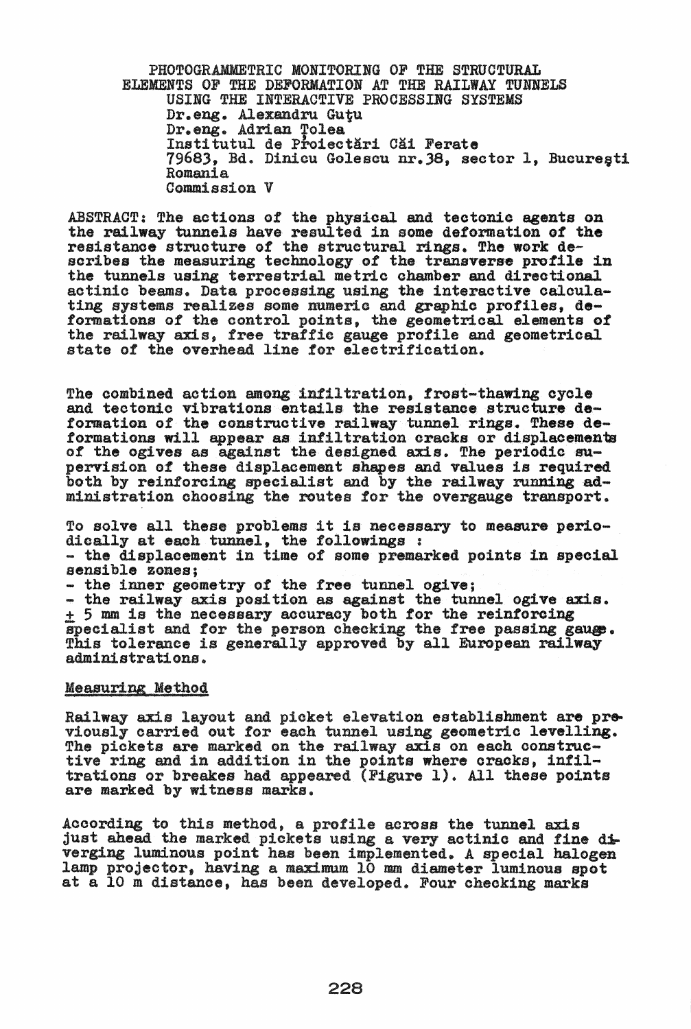# PHOTOGRAMMETRIC MONITORING OF THE STRUCTURAL ELEMENTS OF THE DEFORMATION AT THE RAILWAY TUNNELS USING THE INTERACTIVE PROCESSING SYSTEMS

Dr.eng. Alexandru Guțu
Dr.eng. Adrian Ţolea
Institutul de Proiectări Căi Ferate
79683, Bd. Dinicu Golescu nr.38, sector 1, București
Romania
Commission V

ABSTRACT: The actions of the physical and tectonic agents on the railway tunnels have resulted in some deformation of the resistance structure of the structural rings. The work describes the measuring technology of the transverse profile in the tunnels using terrestrial metric chamber and directional actinic beams. Data processing using the interactive calculating systems realizes some numeric and graphic profiles, deformations of the control points, the geometrical elements of the railway axis, free traffic gauge profile and geometrical state of the overhead line for electrification.

The combined action among infiltration, frost-thawing cycle and tectonic vibrations entails the resistance structure deformation of the constructive railway tunnel rings. These deformations will appear as infiltration cracks or displacements of the ogives as against the designed axis. The periodic supervision of these displacement shapes and values is required both by reinforcing specialist and by the railway running administration choosing the routes for the overgauge transport.

To solve all these problems it is necessary to measure periodically at each tunnel, the followings :

- the displacement in time of some premarked points in special sensible zones;
- the inner geometry of the free tunnel ogive;
- the railway axis position as against the tunnel ogive axis.

± 5 mm is the necessary accuracy both for the reinforcing specialist and for the person checking the free passing gauge. This tolerance is generally approved by all European railway administrations.

## Measuring Method

Railway axis layout and picket elevation establishment are previously carried out for each tunnel using geometric levelling. The pickets are marked on the railway axis on each constructive ring and in addition in the points where cracks, infiltrations or breakes had appeared (Figure 1). All these points are marked by witness marks.

According to this method, a profile across the tunnel axis just ahead the marked pickets using a very actinic and fine diverging luminous point has been implemented. A special halogen lamp projector, having a maximum 10 mm diameter luminous spot at a 10 m distance, has been developed. Four checking marks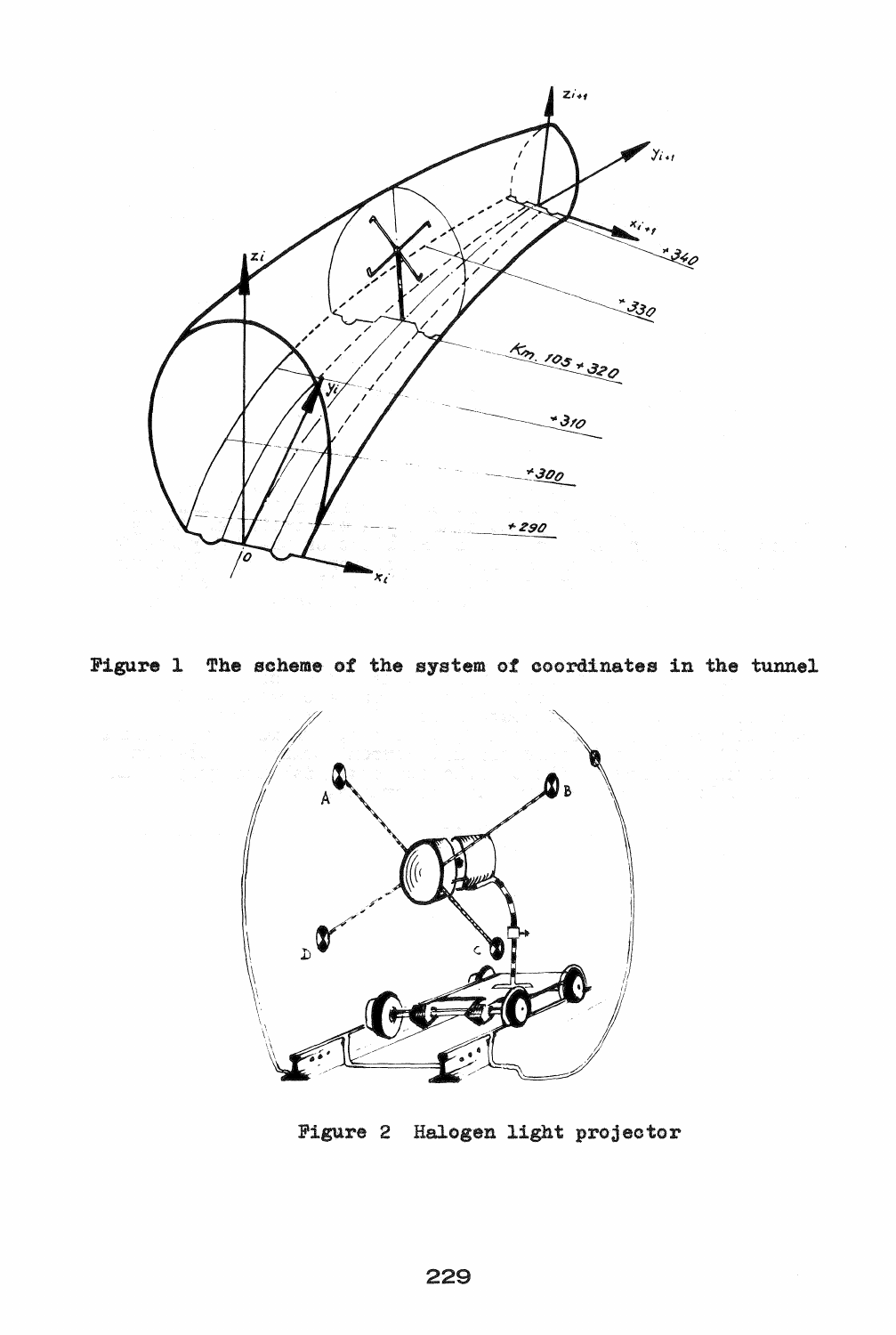Figure 1 The scheme of the system of coordinates in the tunnel

Figure 2 Halogen light projector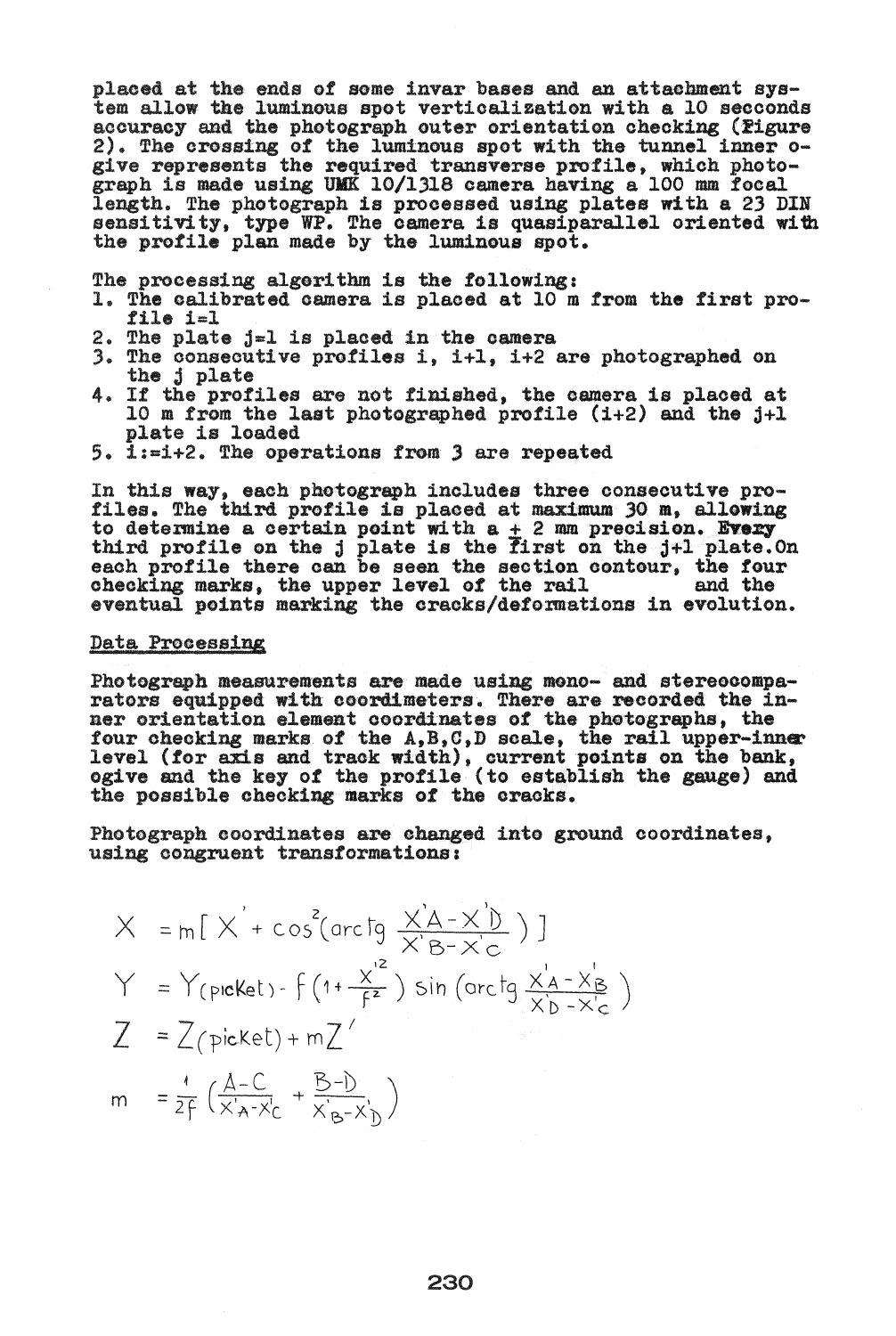placed at the ends of some invar bases and an attachment system allow the luminous spot verticalization with a 10 secconds accuracy and the photograph outer orientation checking (Figure 2). The crossing of the luminous spot with the tunnel inner ogive represents the required transverse profile, which photograph is made using UMK 10/1318 camera having a 100 mm focal length. The photograph is processed using plates with a 23 DIN sensitivity, type WP. The camera is quasiparallel oriented with the profile plan made by the luminous spot.

The processing algorithm is the following:

1. The calibrated camera is placed at 10 m from the first profile i=1
2. The plate j=1 is placed in the camera
3. The consecutive profiles i, i+1, i+2 are photographed on the j plate
4. If the profiles are not finished, the camera is placed at 10 m from the last photographed profile (i+2) and the j+1 plate is loaded
5. i:=i+2. The operations from 3 are repeated

In this way, each photograph includes three consecutive profiles. The third profile is placed at maximum 30 m, allowing to determine a certain point with a ± 2 mm precision. Every third profile on the j plate is the first on the j+1 plate. On each profile there can be seen the section contour, the four checking marks, the upper level of the rail and the eventual points marking the cracks/deformations in evolution.

## Data Processing

Photograph measurements are made using mono- and stereocomparators equipped with coordimeters. There are recorded the inner orientation element coordinates of the photographs, the four checking marks of the A,B,C,D scale, the rail upper-inner level (for axis and track width), current points on the bank, ogive and the key of the profile (to establish the gauge) and the possible checking marks of the cracks.

Photograph coordinates are changed into ground coordinates, using congruent transformations:

$$X = m\left[X' + \cos^2\left(\mathrm{arctg}\,\frac{X'_A - X'_D}{X'_B - X'_C}\right)\right]$$

$$Y = Y_{(\mathrm{picket})} - f\left(1 + \frac{X'^2}{f^2}\right)\sin\left(\mathrm{arctg}\,\frac{X'_A - X'_B}{X'_D - X'_C}\right)$$

$$Z = Z_{(\mathrm{picket})} + mZ'$$

$$m = \frac{1}{2f}\left(\frac{A-C}{X'_A - X'_C} + \frac{B-D}{X'_B - X'_D}\right)$$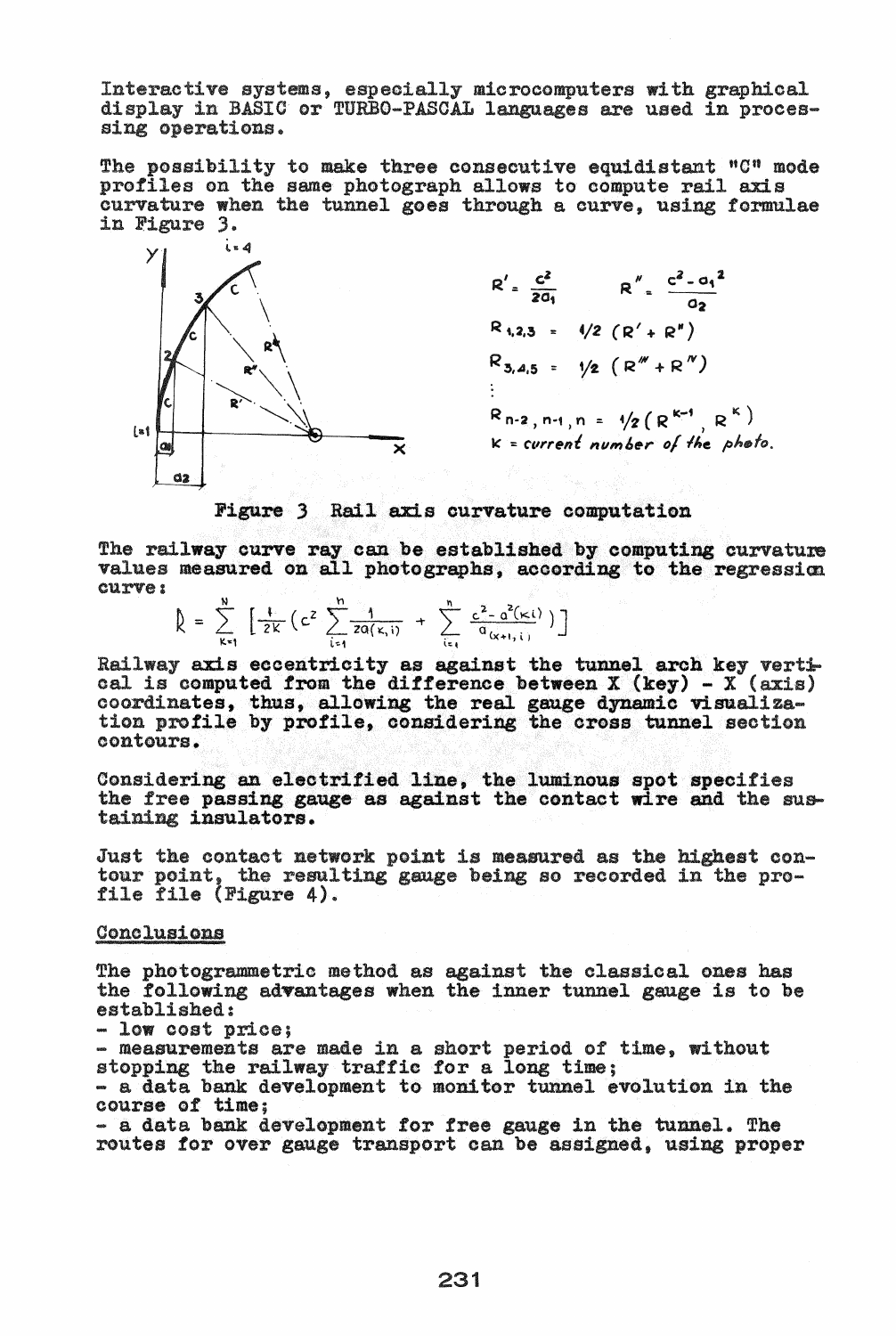Interactive systems, especially microcomputers with graphical display in BASIC or TURBO-PASCAL languages are used in processing operations.

The possibility to make three consecutive equidistant "C" mode profiles on the same photograph allows to compute rail axis curvature when the tunnel goes through a curve, using formulae in Figure 3.

$$R' = \frac{c^2}{2a_1} \qquad R'' = \frac{c^2 - a_1^2}{a_2}$$

$$R_{1,2,3} = 1/2\,(R' + R'')$$

$$R_{3,4,5} = 1/2\,(R''' + R^{IV})$$

$$\vdots$$

$$R_{n-2,\,n-1,\,n} = 1/2\,(R^{K-1},\, R^{K})$$

$K$ = *current number of the photo.*

Figure 3 Rail axis curvature computation

The railway curve ray can be established by computing curvature values measured on all photographs, according to the regression curve:

$$R = \sum_{K=1}^{N} \left[ \frac{1}{2K} \left( c^2 \sum_{i=1}^{n} \frac{1}{2a(K,i)} + \sum_{i=1}^{n} \frac{c^2 - a^2(K,i)}{a_{(K+1,i)}} \right) \right]$$

Railway axis eccentricity as against the tunnel arch key vertical is computed from the difference between X (key) - X (axis) coordinates, thus, allowing the real gauge dynamic visualization profile by profile, considering the cross tunnel section contours.

Considering an electrified line, the luminous spot specifies the free passing gauge as against the contact wire and the sustaining insulators.

Just the contact network point is measured as the highest contour point, the resulting gauge being so recorded in the profile file (Figure 4).

## Conclusions

The photogrammetric method as against the classical ones has the following advantages when the inner tunnel gauge is to be established:

- low cost price;
- measurements are made in a short period of time, without stopping the railway traffic for a long time;
- a data bank development to monitor tunnel evolution in the course of time;
- a data bank development for free gauge in the tunnel. The routes for over gauge transport can be assigned, using proper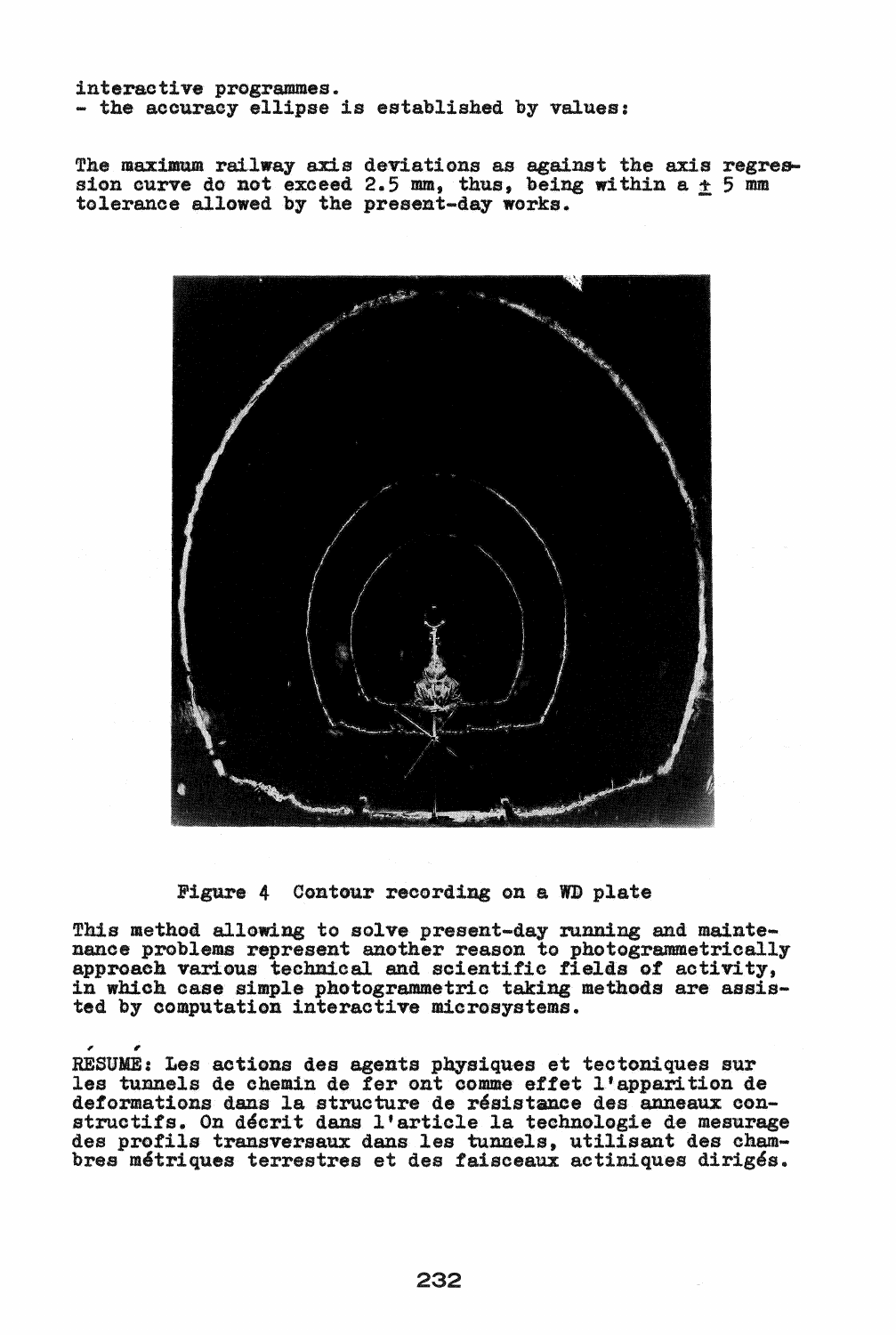interactive programmes.
- the accuracy ellipse is established by values:

The maximum railway axis deviations as against the axis regression curve do not exceed 2.5 mm, thus, being within a ± 5 mm tolerance allowed by the present-day works.

Figure 4 Contour recording on a WD plate

This method allowing to solve present-day running and maintenance problems represent another reason to photogrammetrically approach various technical and scientific fields of activity, in which case simple photogrammetric taking methods are assisted by computation interactive microsystems.

RÉSUMÉ: Les actions des agents physiques et tectoniques sur les tunnels de chemin de fer ont comme effet l'apparition de deformations dans la structure de résistance des anneaux constructifs. On décrit dans l'article la technologie de mesurage des profils transversaux dans les tunnels, utilisant des chambres métriques terrestres et des faisceaux actiniques dirigés.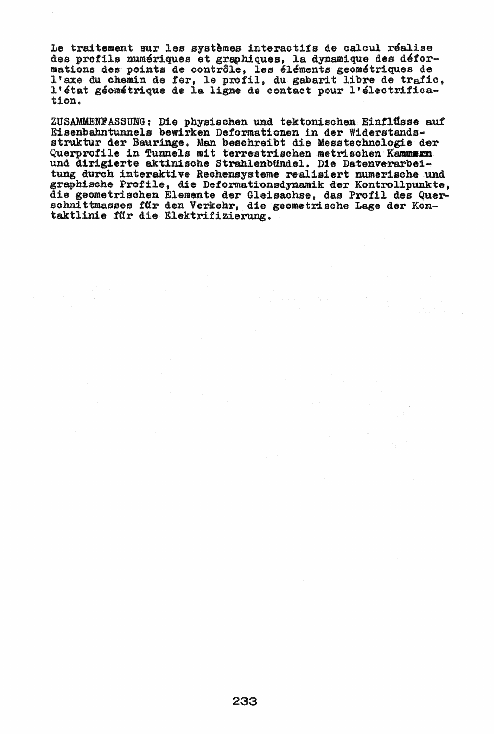Le traitement sur les systèmes interactifs de calcul réalise des profils numériques et graphiques, la dynamique des déformations des points de contrôle, les éléments geométriques de l'axe du chemin de fer, le profil, du gabarit libre de trafic, l'état géométrique de la ligne de contact pour l'électrification.

ZUSAMMENFASSUNG: Die physischen und tektonischen Einflüsse auf Eisenbahntunnels bewirken Deformationen in der Widerstandsstruktur der Bauringe. Man beschreibt die Messtechnologie der Querprofile in Tunnels mit terrestrischen metrischen Kammern und dirigierte aktinische Strahlenbündel. Die Datenverarbeitung durch interaktive Rechensysteme realisiert numerische und graphische Profile, die Deformationsdynamik der Kontrollpunkte, die geometrischen Elemente der Gleisachse, das Profil des Querschnittmasses für den Verkehr, die geometrische Lage der Kontaktlinie für die Elektrifizierung.